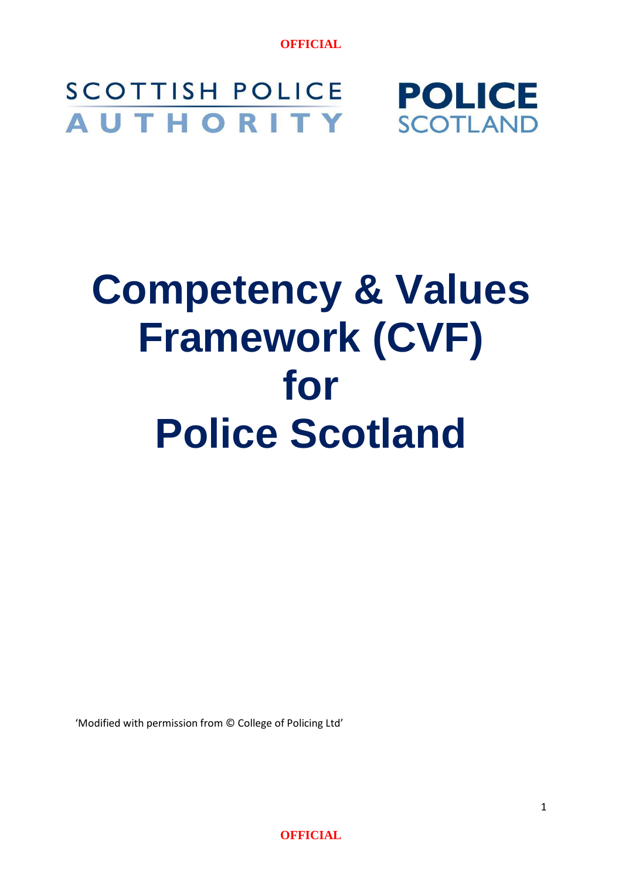SCOTTISH POLICE AUTHORITY

POLICE SCOTLAND

# Competency & Values Framework (CVF) for Police Scotland

'Modified with permission from © College of Policing Ltd'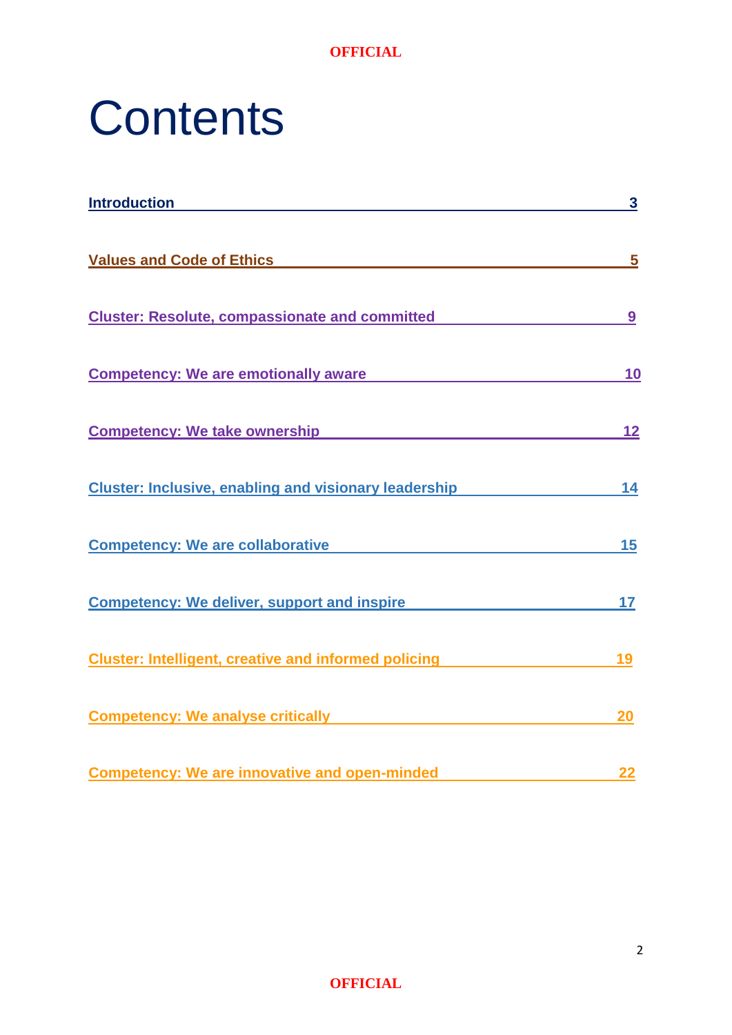# Contents

| | |
|---|---|
| Introduction | 3 |
| Values and Code of Ethics | 5 |
| Cluster: Resolute, compassionate and committed | 9 |
| Competency: We are emotionally aware | 10 |
| Competency: We take ownership | 12 |
| Cluster: Inclusive, enabling and visionary leadership | 14 |
| Competency: We are collaborative | 15 |
| Competency: We deliver, support and inspire | 17 |
| Cluster: Intelligent, creative and informed policing | 19 |
| Competency: We analyse critically | 20 |
| Competency: We are innovative and open-minded | 22 |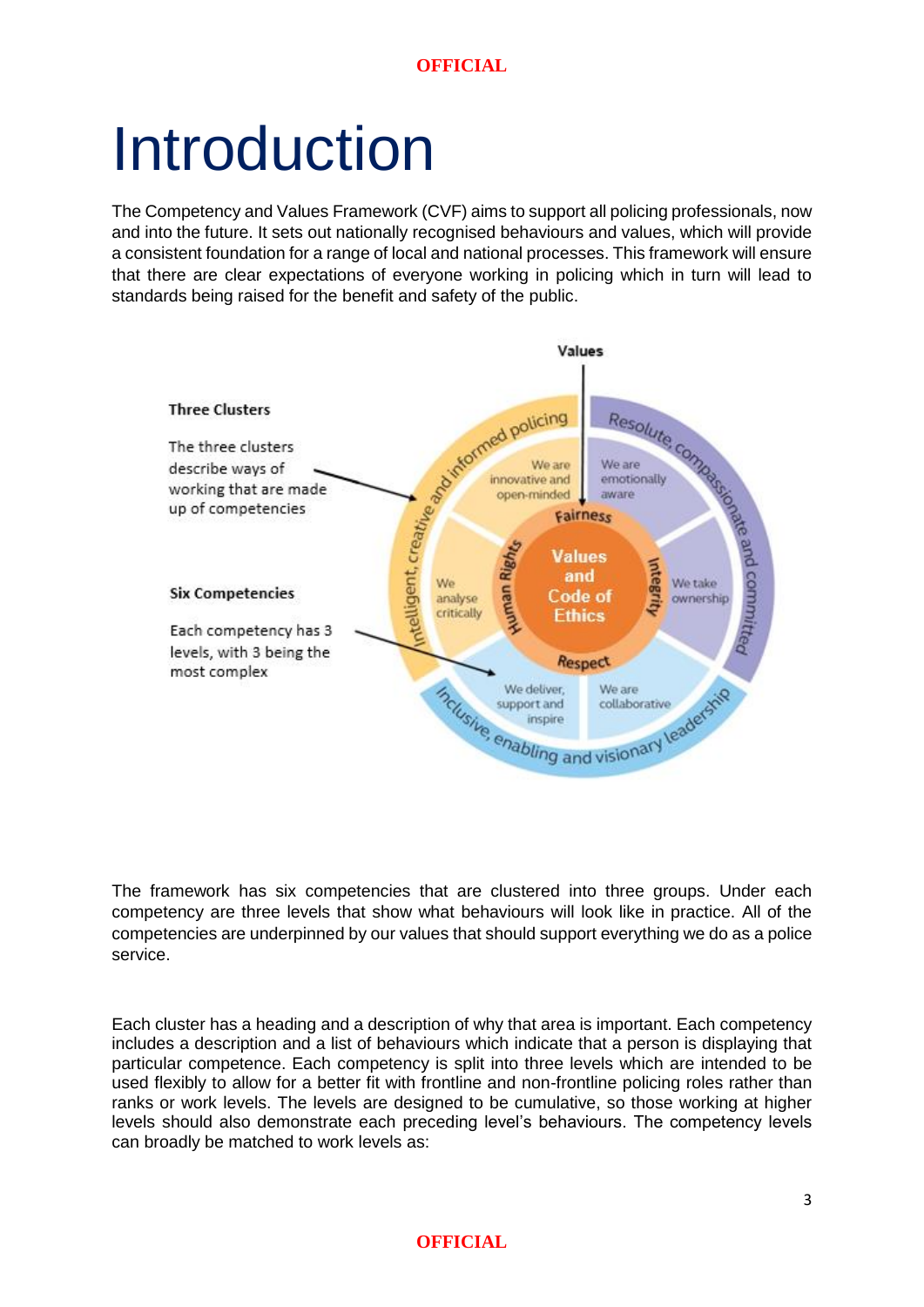# Introduction

The Competency and Values Framework (CVF) aims to support all policing professionals, now and into the future. It sets out nationally recognised behaviours and values, which will provide a consistent foundation for a range of local and national processes. This framework will ensure that there are clear expectations of everyone working in policing which in turn will lead to standards being raised for the benefit and safety of the public.

**Three Clusters**

The three clusters describe ways of working that are made up of competencies

**Six Competencies**

Each competency has 3 levels, with 3 being the most complex

Values

Intelligent, creative and informed policing

- We are innovative and open-minded
- We analyse critically

Resolute, compassionate and committed

- We are emotionally aware
- We take ownership

Inclusive, enabling and visionary leadership

- We deliver, support and inspire
- We are collaborative

Values and Code of Ethics: Fairness, Integrity, Respect, Human Rights

The framework has six competencies that are clustered into three groups. Under each competency are three levels that show what behaviours will look like in practice. All of the competencies are underpinned by our values that should support everything we do as a police service.

Each cluster has a heading and a description of why that area is important. Each competency includes a description and a list of behaviours which indicate that a person is displaying that particular competence. Each competency is split into three levels which are intended to be used flexibly to allow for a better fit with frontline and non-frontline policing roles rather than ranks or work levels. The levels are designed to be cumulative, so those working at higher levels should also demonstrate each preceding level's behaviours. The competency levels can broadly be matched to work levels as: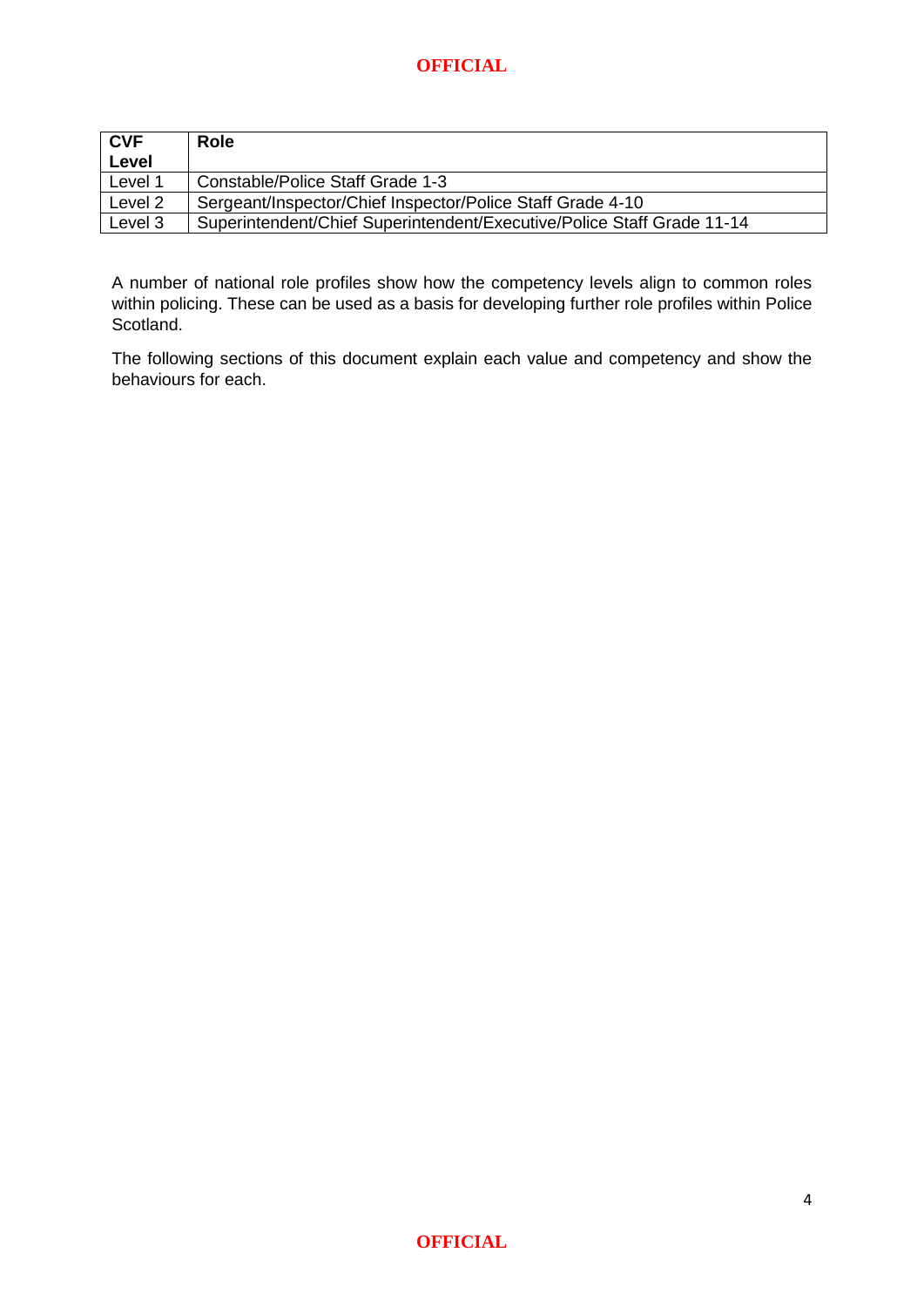| CVF Level | Role |
| --- | --- |
| Level 1 | Constable/Police Staff Grade 1-3 |
| Level 2 | Sergeant/Inspector/Chief Inspector/Police Staff Grade 4-10 |
| Level 3 | Superintendent/Chief Superintendent/Executive/Police Staff Grade 11-14 |

A number of national role profiles show how the competency levels align to common roles within policing. These can be used as a basis for developing further role profiles within Police Scotland.

The following sections of this document explain each value and competency and show the behaviours for each.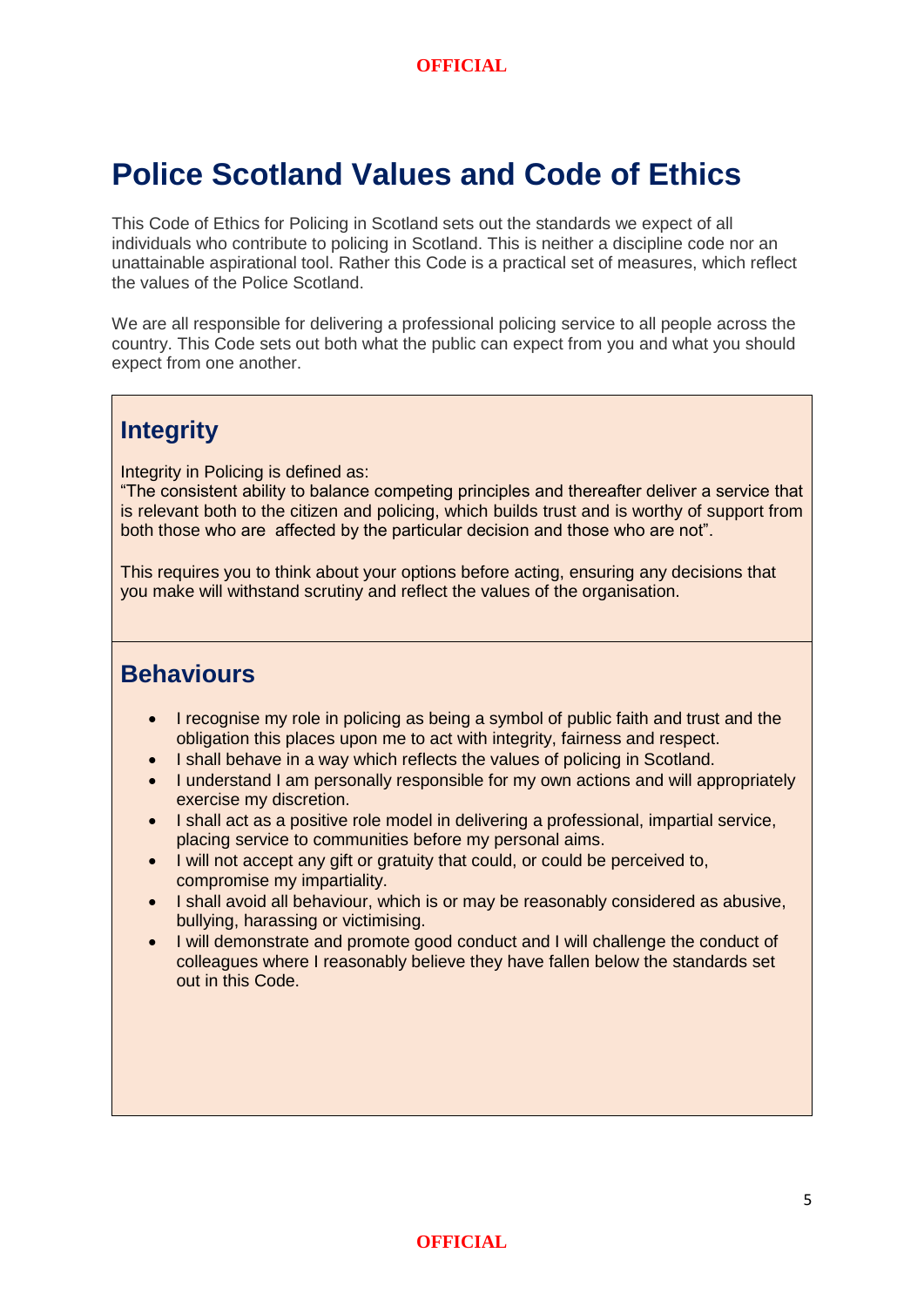# Police Scotland Values and Code of Ethics

This Code of Ethics for Policing in Scotland sets out the standards we expect of all individuals who contribute to policing in Scotland. This is neither a discipline code nor an unattainable aspirational tool. Rather this Code is a practical set of measures, which reflect the values of the Police Scotland.

We are all responsible for delivering a professional policing service to all people across the country. This Code sets out both what the public can expect from you and what you should expect from one another.

## Integrity

Integrity in Policing is defined as:
"The consistent ability to balance competing principles and thereafter deliver a service that is relevant both to the citizen and policing, which builds trust and is worthy of support from both those who are affected by the particular decision and those who are not".

This requires you to think about your options before acting, ensuring any decisions that you make will withstand scrutiny and reflect the values of the organisation.

## Behaviours

- I recognise my role in policing as being a symbol of public faith and trust and the obligation this places upon me to act with integrity, fairness and respect.
- I shall behave in a way which reflects the values of policing in Scotland.
- I understand I am personally responsible for my own actions and will appropriately exercise my discretion.
- I shall act as a positive role model in delivering a professional, impartial service, placing service to communities before my personal aims.
- I will not accept any gift or gratuity that could, or could be perceived to, compromise my impartiality.
- I shall avoid all behaviour, which is or may be reasonably considered as abusive, bullying, harassing or victimising.
- I will demonstrate and promote good conduct and I will challenge the conduct of colleagues where I reasonably believe they have fallen below the standards set out in this Code.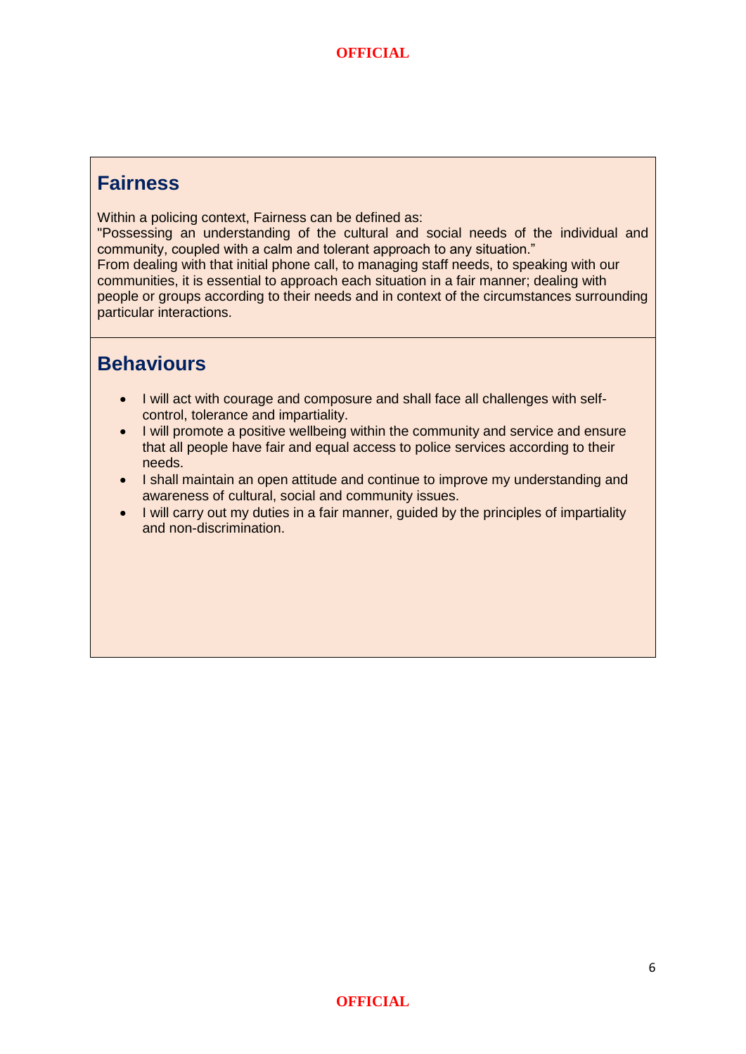## Fairness

Within a policing context, Fairness can be defined as:
"Possessing an understanding of the cultural and social needs of the individual and community, coupled with a calm and tolerant approach to any situation."
From dealing with that initial phone call, to managing staff needs, to speaking with our communities, it is essential to approach each situation in a fair manner; dealing with people or groups according to their needs and in context of the circumstances surrounding particular interactions.

## Behaviours

- I will act with courage and composure and shall face all challenges with self-control, tolerance and impartiality.
- I will promote a positive wellbeing within the community and service and ensure that all people have fair and equal access to police services according to their needs.
- I shall maintain an open attitude and continue to improve my understanding and awareness of cultural, social and community issues.
- I will carry out my duties in a fair manner, guided by the principles of impartiality and non-discrimination.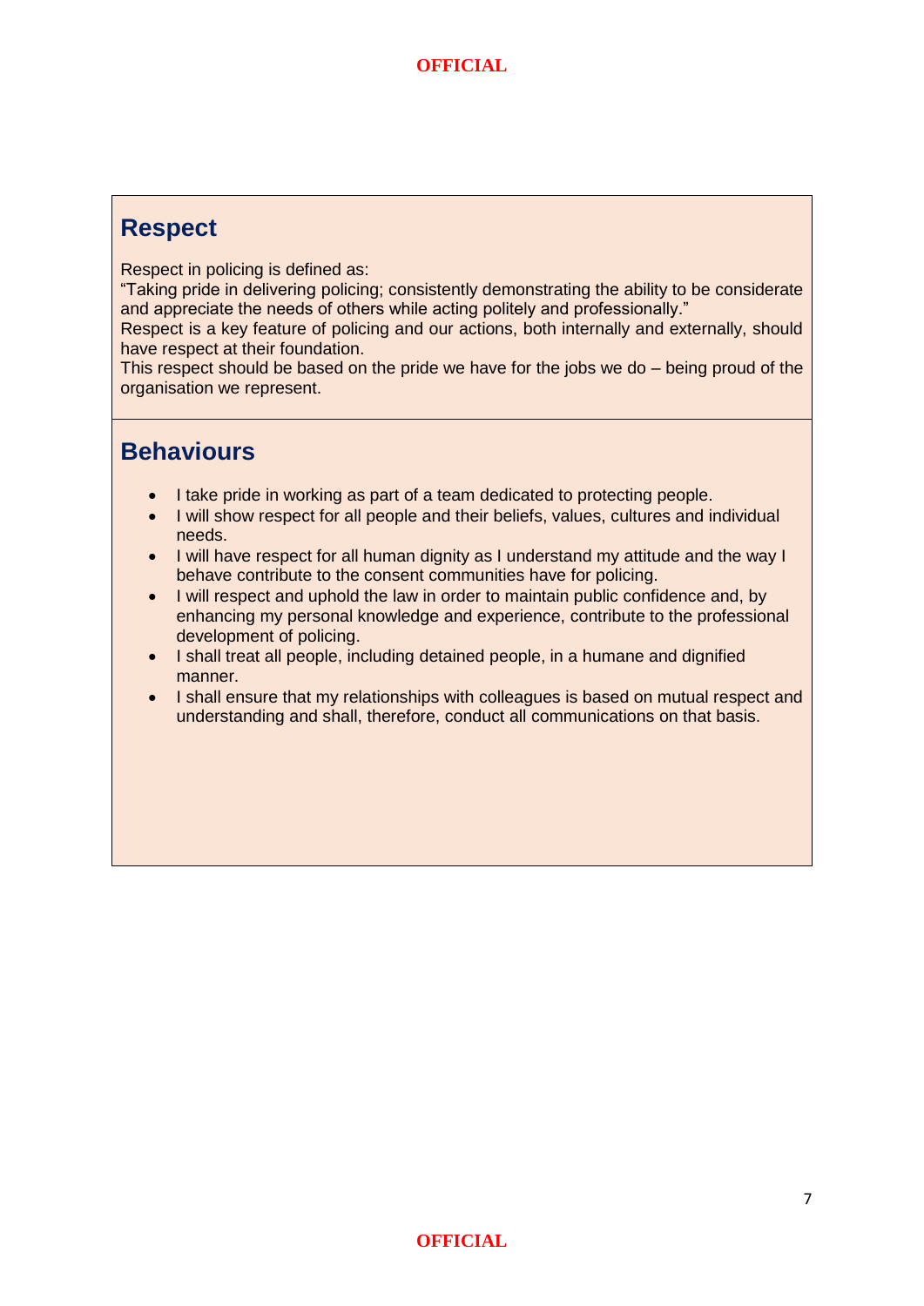## Respect

Respect in policing is defined as:

"Taking pride in delivering policing; consistently demonstrating the ability to be considerate and appreciate the needs of others while acting politely and professionally."

Respect is a key feature of policing and our actions, both internally and externally, should have respect at their foundation.

This respect should be based on the pride we have for the jobs we do – being proud of the organisation we represent.

## Behaviours

- I take pride in working as part of a team dedicated to protecting people.
- I will show respect for all people and their beliefs, values, cultures and individual needs.
- I will have respect for all human dignity as I understand my attitude and the way I behave contribute to the consent communities have for policing.
- I will respect and uphold the law in order to maintain public confidence and, by enhancing my personal knowledge and experience, contribute to the professional development of policing.
- I shall treat all people, including detained people, in a humane and dignified manner.
- I shall ensure that my relationships with colleagues is based on mutual respect and understanding and shall, therefore, conduct all communications on that basis.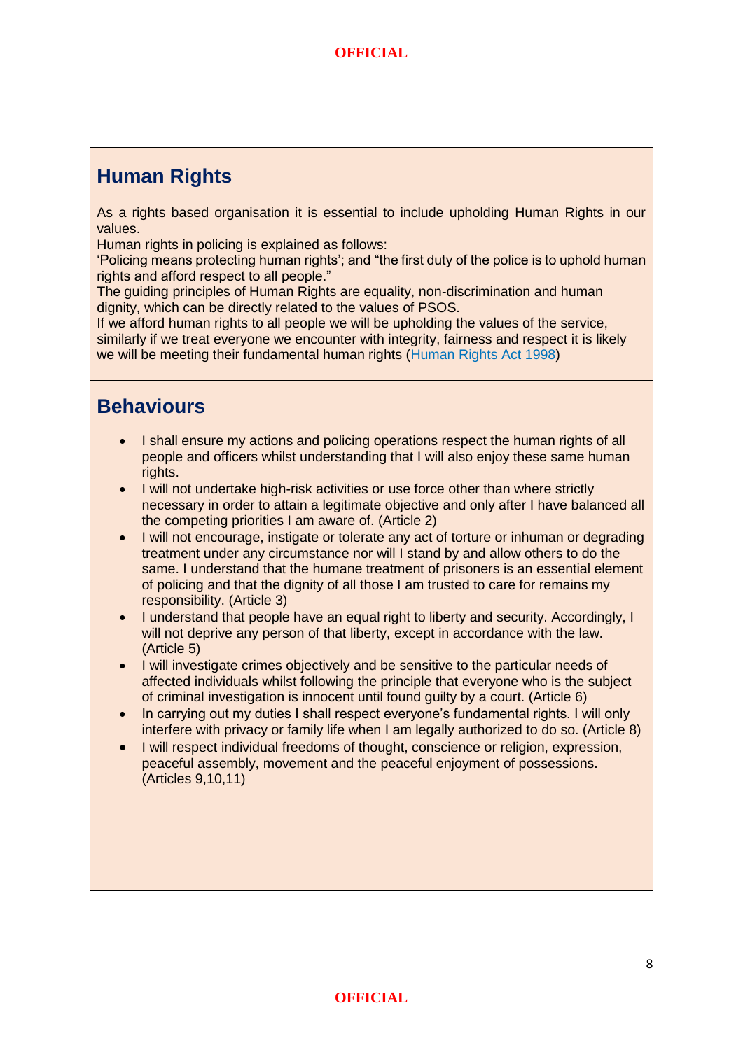## Human Rights

As a rights based organisation it is essential to include upholding Human Rights in our values.
Human rights in policing is explained as follows:
'Policing means protecting human rights'; and "the first duty of the police is to uphold human rights and afford respect to all people."
The guiding principles of Human Rights are equality, non-discrimination and human dignity, which can be directly related to the values of PSOS.
If we afford human rights to all people we will be upholding the values of the service, similarly if we treat everyone we encounter with integrity, fairness and respect it is likely we will be meeting their fundamental human rights (Human Rights Act 1998)

## Behaviours

- I shall ensure my actions and policing operations respect the human rights of all people and officers whilst understanding that I will also enjoy these same human rights.
- I will not undertake high-risk activities or use force other than where strictly necessary in order to attain a legitimate objective and only after I have balanced all the competing priorities I am aware of. (Article 2)
- I will not encourage, instigate or tolerate any act of torture or inhuman or degrading treatment under any circumstance nor will I stand by and allow others to do the same. I understand that the humane treatment of prisoners is an essential element of policing and that the dignity of all those I am trusted to care for remains my responsibility. (Article 3)
- I understand that people have an equal right to liberty and security. Accordingly, I will not deprive any person of that liberty, except in accordance with the law. (Article 5)
- I will investigate crimes objectively and be sensitive to the particular needs of affected individuals whilst following the principle that everyone who is the subject of criminal investigation is innocent until found guilty by a court. (Article 6)
- In carrying out my duties I shall respect everyone's fundamental rights. I will only interfere with privacy or family life when I am legally authorized to do so. (Article 8)
- I will respect individual freedoms of thought, conscience or religion, expression, peaceful assembly, movement and the peaceful enjoyment of possessions. (Articles 9,10,11)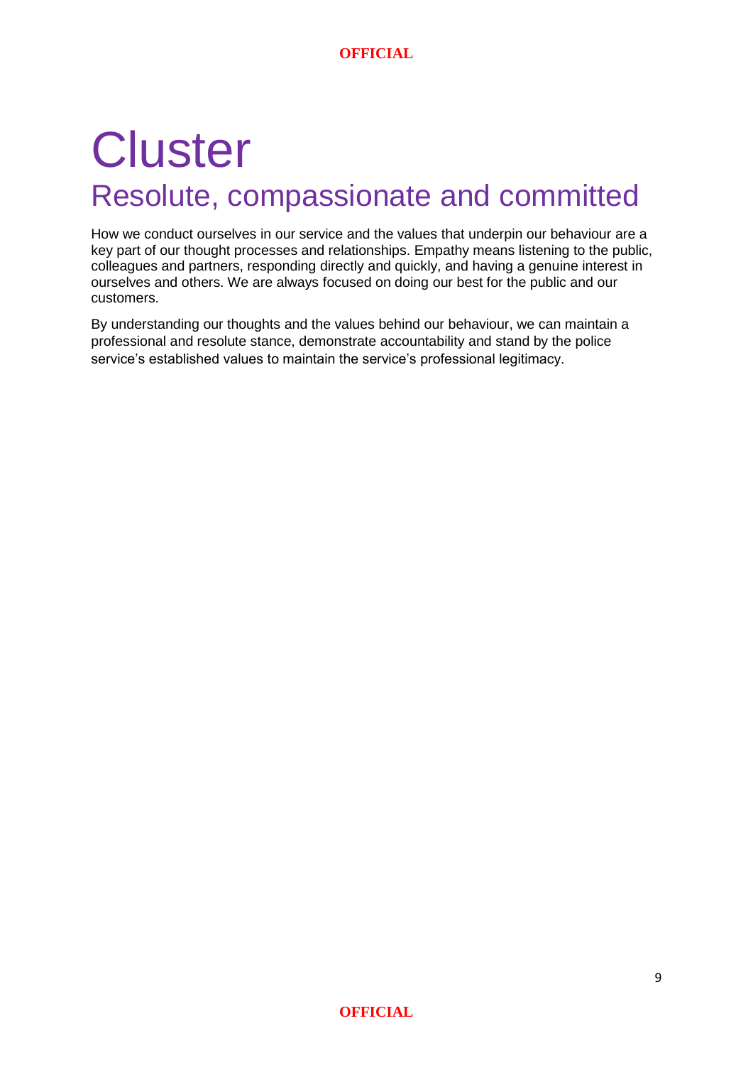# Cluster

## Resolute, compassionate and committed

How we conduct ourselves in our service and the values that underpin our behaviour are a key part of our thought processes and relationships. Empathy means listening to the public, colleagues and partners, responding directly and quickly, and having a genuine interest in ourselves and others. We are always focused on doing our best for the public and our customers.

By understanding our thoughts and the values behind our behaviour, we can maintain a professional and resolute stance, demonstrate accountability and stand by the police service's established values to maintain the service's professional legitimacy.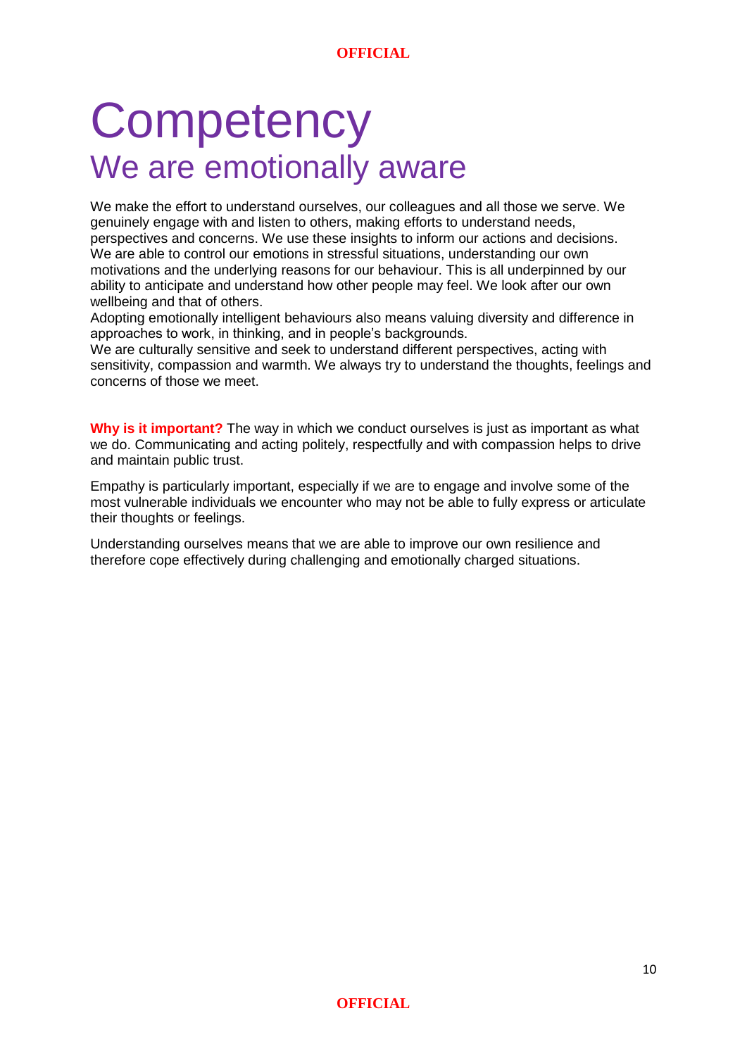# Competency

## We are emotionally aware

We make the effort to understand ourselves, our colleagues and all those we serve. We genuinely engage with and listen to others, making efforts to understand needs, perspectives and concerns. We use these insights to inform our actions and decisions. We are able to control our emotions in stressful situations, understanding our own motivations and the underlying reasons for our behaviour. This is all underpinned by our ability to anticipate and understand how other people may feel. We look after our own wellbeing and that of others.

Adopting emotionally intelligent behaviours also means valuing diversity and difference in approaches to work, in thinking, and in people's backgrounds.

We are culturally sensitive and seek to understand different perspectives, acting with sensitivity, compassion and warmth. We always try to understand the thoughts, feelings and concerns of those we meet.

**Why is it important?** The way in which we conduct ourselves is just as important as what we do. Communicating and acting politely, respectfully and with compassion helps to drive and maintain public trust.

Empathy is particularly important, especially if we are to engage and involve some of the most vulnerable individuals we encounter who may not be able to fully express or articulate their thoughts or feelings.

Understanding ourselves means that we are able to improve our own resilience and therefore cope effectively during challenging and emotionally charged situations.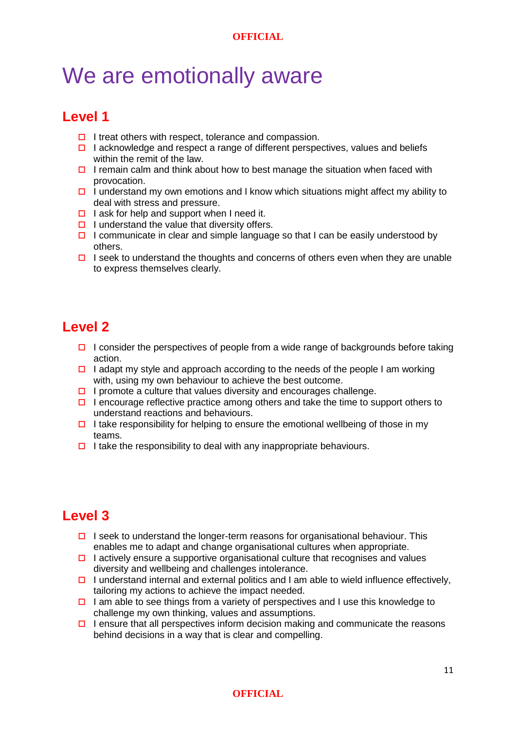# We are emotionally aware

## Level 1

- I treat others with respect, tolerance and compassion.
- I acknowledge and respect a range of different perspectives, values and beliefs within the remit of the law.
- I remain calm and think about how to best manage the situation when faced with provocation.
- I understand my own emotions and I know which situations might affect my ability to deal with stress and pressure.
- I ask for help and support when I need it.
- I understand the value that diversity offers.
- I communicate in clear and simple language so that I can be easily understood by others.
- I seek to understand the thoughts and concerns of others even when they are unable to express themselves clearly.

## Level 2

- I consider the perspectives of people from a wide range of backgrounds before taking action.
- I adapt my style and approach according to the needs of the people I am working with, using my own behaviour to achieve the best outcome.
- I promote a culture that values diversity and encourages challenge.
- I encourage reflective practice among others and take the time to support others to understand reactions and behaviours.
- I take responsibility for helping to ensure the emotional wellbeing of those in my teams.
- I take the responsibility to deal with any inappropriate behaviours.

## Level 3

- I seek to understand the longer-term reasons for organisational behaviour. This enables me to adapt and change organisational cultures when appropriate.
- I actively ensure a supportive organisational culture that recognises and values diversity and wellbeing and challenges intolerance.
- I understand internal and external politics and I am able to wield influence effectively, tailoring my actions to achieve the impact needed.
- I am able to see things from a variety of perspectives and I use this knowledge to challenge my own thinking, values and assumptions.
- I ensure that all perspectives inform decision making and communicate the reasons behind decisions in a way that is clear and compelling.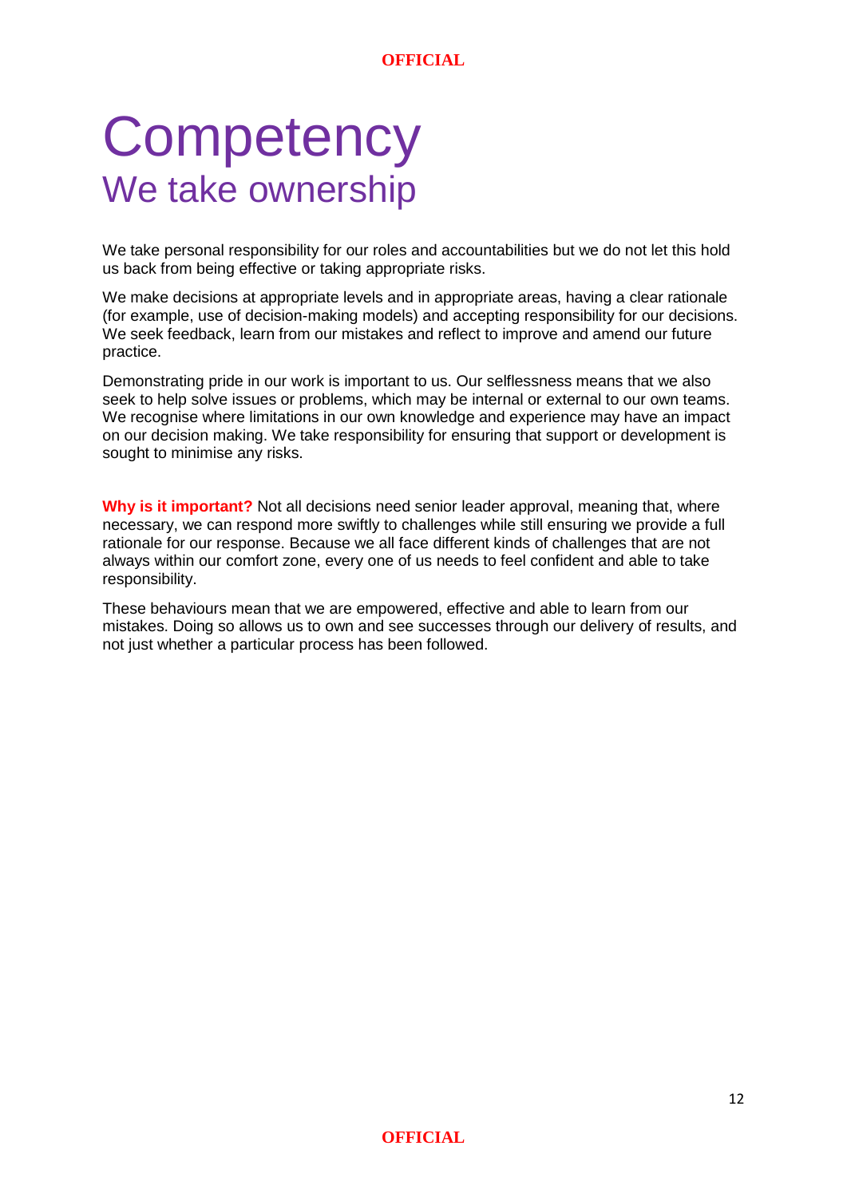# Competency

## We take ownership

We take personal responsibility for our roles and accountabilities but we do not let this hold us back from being effective or taking appropriate risks.

We make decisions at appropriate levels and in appropriate areas, having a clear rationale (for example, use of decision-making models) and accepting responsibility for our decisions. We seek feedback, learn from our mistakes and reflect to improve and amend our future practice.

Demonstrating pride in our work is important to us. Our selflessness means that we also seek to help solve issues or problems, which may be internal or external to our own teams. We recognise where limitations in our own knowledge and experience may have an impact on our decision making. We take responsibility for ensuring that support or development is sought to minimise any risks.

**Why is it important?** Not all decisions need senior leader approval, meaning that, where necessary, we can respond more swiftly to challenges while still ensuring we provide a full rationale for our response. Because we all face different kinds of challenges that are not always within our comfort zone, every one of us needs to feel confident and able to take responsibility.

These behaviours mean that we are empowered, effective and able to learn from our mistakes. Doing so allows us to own and see successes through our delivery of results, and not just whether a particular process has been followed.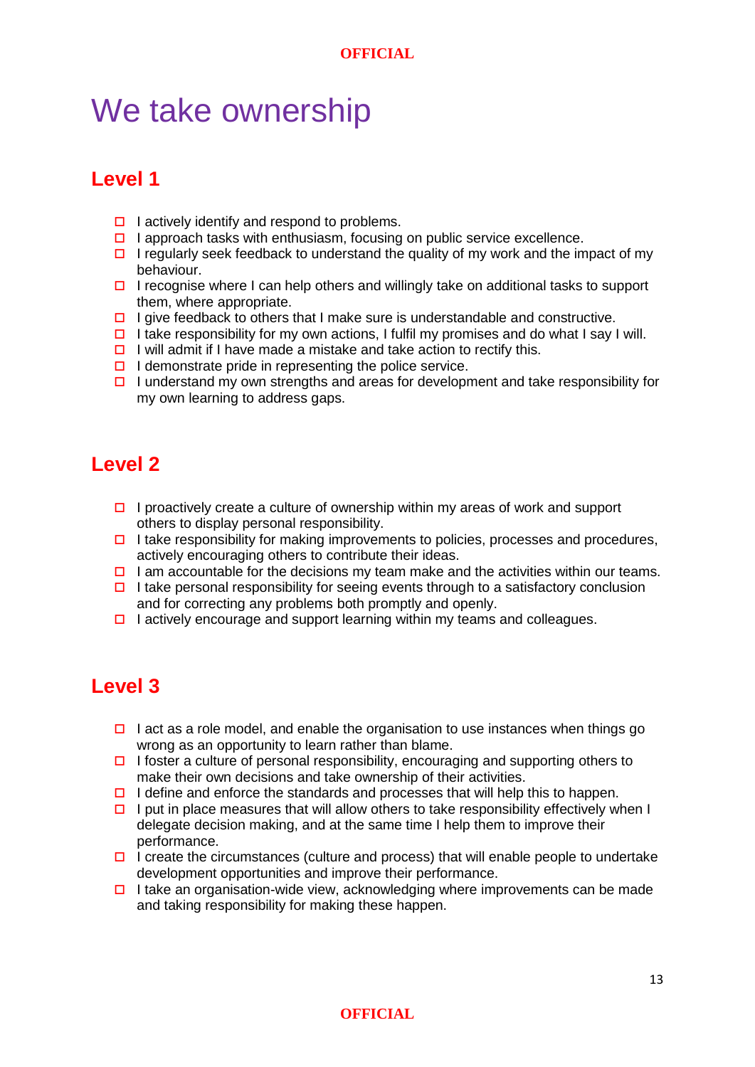# We take ownership

## Level 1

- I actively identify and respond to problems.
- I approach tasks with enthusiasm, focusing on public service excellence.
- I regularly seek feedback to understand the quality of my work and the impact of my behaviour.
- I recognise where I can help others and willingly take on additional tasks to support them, where appropriate.
- I give feedback to others that I make sure is understandable and constructive.
- I take responsibility for my own actions, I fulfil my promises and do what I say I will.
- I will admit if I have made a mistake and take action to rectify this.
- I demonstrate pride in representing the police service.
- I understand my own strengths and areas for development and take responsibility for my own learning to address gaps.

## Level 2

- I proactively create a culture of ownership within my areas of work and support others to display personal responsibility.
- I take responsibility for making improvements to policies, processes and procedures, actively encouraging others to contribute their ideas.
- I am accountable for the decisions my team make and the activities within our teams.
- I take personal responsibility for seeing events through to a satisfactory conclusion and for correcting any problems both promptly and openly.
- I actively encourage and support learning within my teams and colleagues.

## Level 3

- I act as a role model, and enable the organisation to use instances when things go wrong as an opportunity to learn rather than blame.
- I foster a culture of personal responsibility, encouraging and supporting others to make their own decisions and take ownership of their activities.
- I define and enforce the standards and processes that will help this to happen.
- I put in place measures that will allow others to take responsibility effectively when I delegate decision making, and at the same time I help them to improve their performance.
- I create the circumstances (culture and process) that will enable people to undertake development opportunities and improve their performance.
- I take an organisation-wide view, acknowledging where improvements can be made and taking responsibility for making these happen.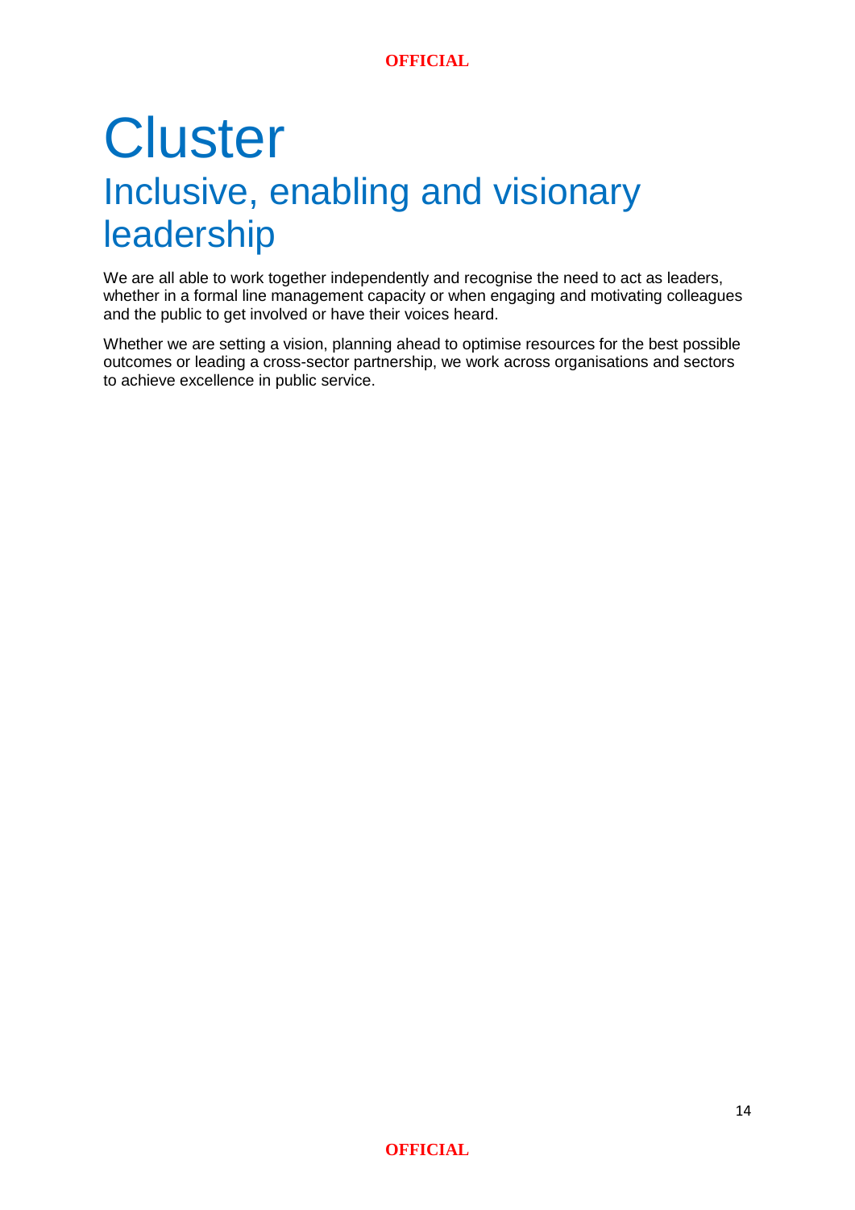# Cluster

## Inclusive, enabling and visionary leadership

We are all able to work together independently and recognise the need to act as leaders, whether in a formal line management capacity or when engaging and motivating colleagues and the public to get involved or have their voices heard.

Whether we are setting a vision, planning ahead to optimise resources for the best possible outcomes or leading a cross-sector partnership, we work across organisations and sectors to achieve excellence in public service.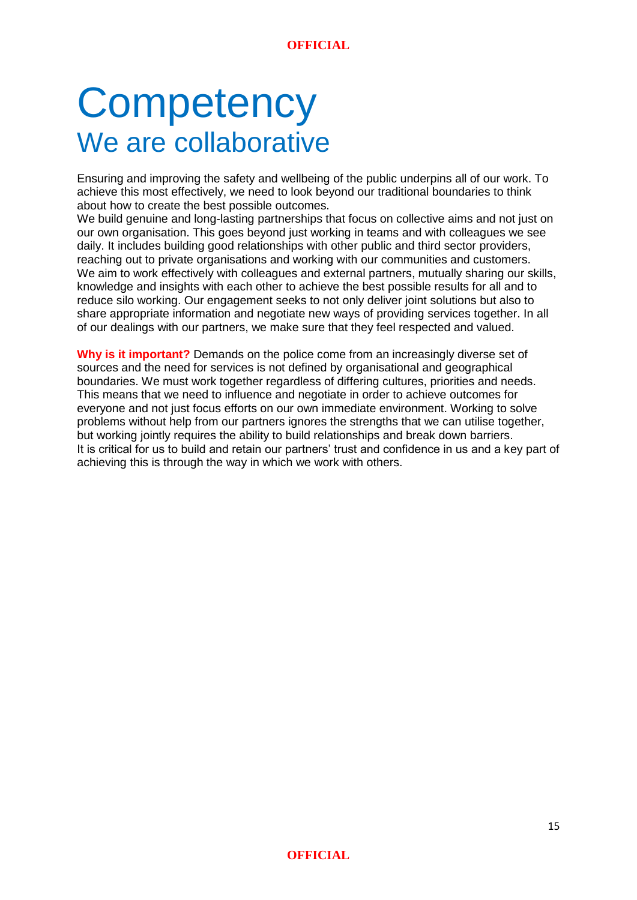# Competency

## We are collaborative

Ensuring and improving the safety and wellbeing of the public underpins all of our work. To achieve this most effectively, we need to look beyond our traditional boundaries to think about how to create the best possible outcomes.

We build genuine and long-lasting partnerships that focus on collective aims and not just on our own organisation. This goes beyond just working in teams and with colleagues we see daily. It includes building good relationships with other public and third sector providers, reaching out to private organisations and working with our communities and customers.

We aim to work effectively with colleagues and external partners, mutually sharing our skills, knowledge and insights with each other to achieve the best possible results for all and to reduce silo working. Our engagement seeks to not only deliver joint solutions but also to share appropriate information and negotiate new ways of providing services together. In all of our dealings with our partners, we make sure that they feel respected and valued.

**Why is it important?** Demands on the police come from an increasingly diverse set of sources and the need for services is not defined by organisational and geographical boundaries. We must work together regardless of differing cultures, priorities and needs. This means that we need to influence and negotiate in order to achieve outcomes for everyone and not just focus efforts on our own immediate environment. Working to solve problems without help from our partners ignores the strengths that we can utilise together, but working jointly requires the ability to build relationships and break down barriers.

It is critical for us to build and retain our partners' trust and confidence in us and a key part of achieving this is through the way in which we work with others.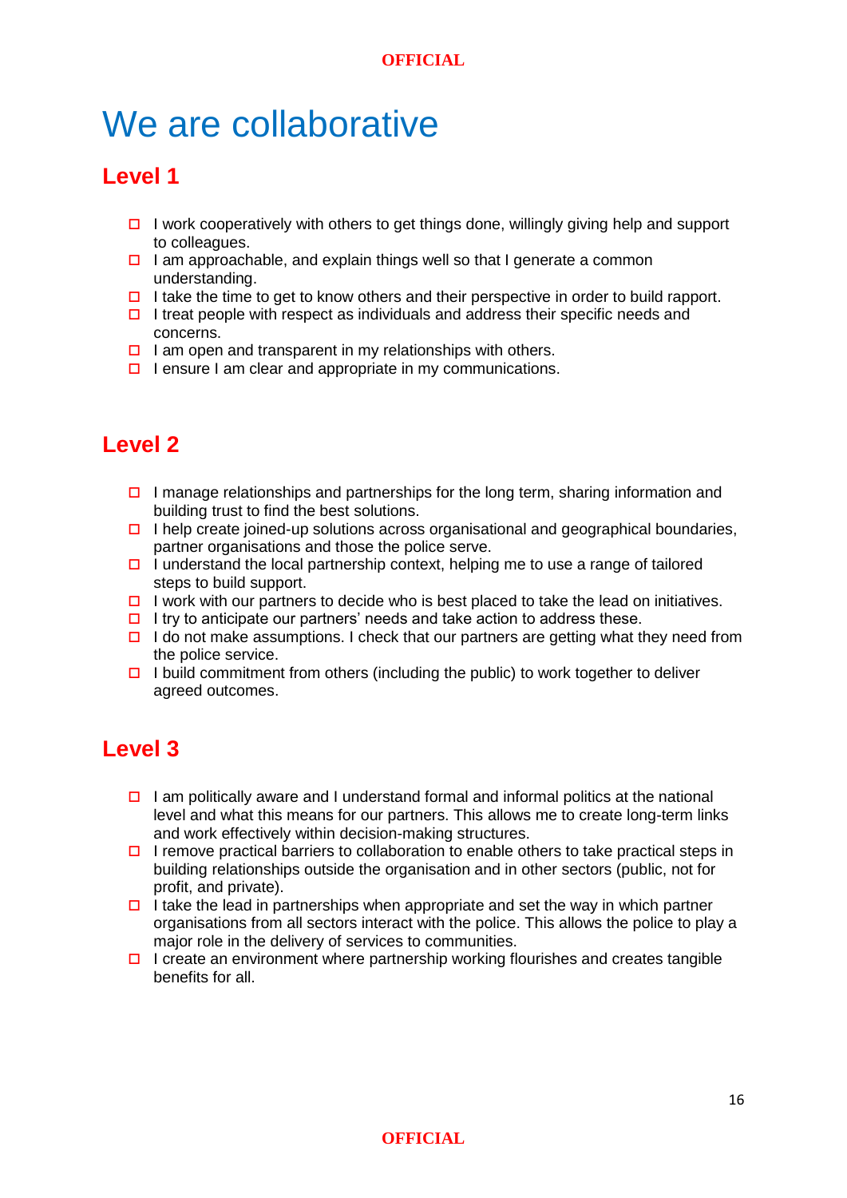# We are collaborative

## Level 1

- I work cooperatively with others to get things done, willingly giving help and support to colleagues.
- I am approachable, and explain things well so that I generate a common understanding.
- I take the time to get to know others and their perspective in order to build rapport.
- I treat people with respect as individuals and address their specific needs and concerns.
- I am open and transparent in my relationships with others.
- I ensure I am clear and appropriate in my communications.

## Level 2

- I manage relationships and partnerships for the long term, sharing information and building trust to find the best solutions.
- I help create joined-up solutions across organisational and geographical boundaries, partner organisations and those the police serve.
- I understand the local partnership context, helping me to use a range of tailored steps to build support.
- I work with our partners to decide who is best placed to take the lead on initiatives.
- I try to anticipate our partners' needs and take action to address these.
- I do not make assumptions. I check that our partners are getting what they need from the police service.
- I build commitment from others (including the public) to work together to deliver agreed outcomes.

## Level 3

- I am politically aware and I understand formal and informal politics at the national level and what this means for our partners. This allows me to create long-term links and work effectively within decision-making structures.
- I remove practical barriers to collaboration to enable others to take practical steps in building relationships outside the organisation and in other sectors (public, not for profit, and private).
- I take the lead in partnerships when appropriate and set the way in which partner organisations from all sectors interact with the police. This allows the police to play a major role in the delivery of services to communities.
- I create an environment where partnership working flourishes and creates tangible benefits for all.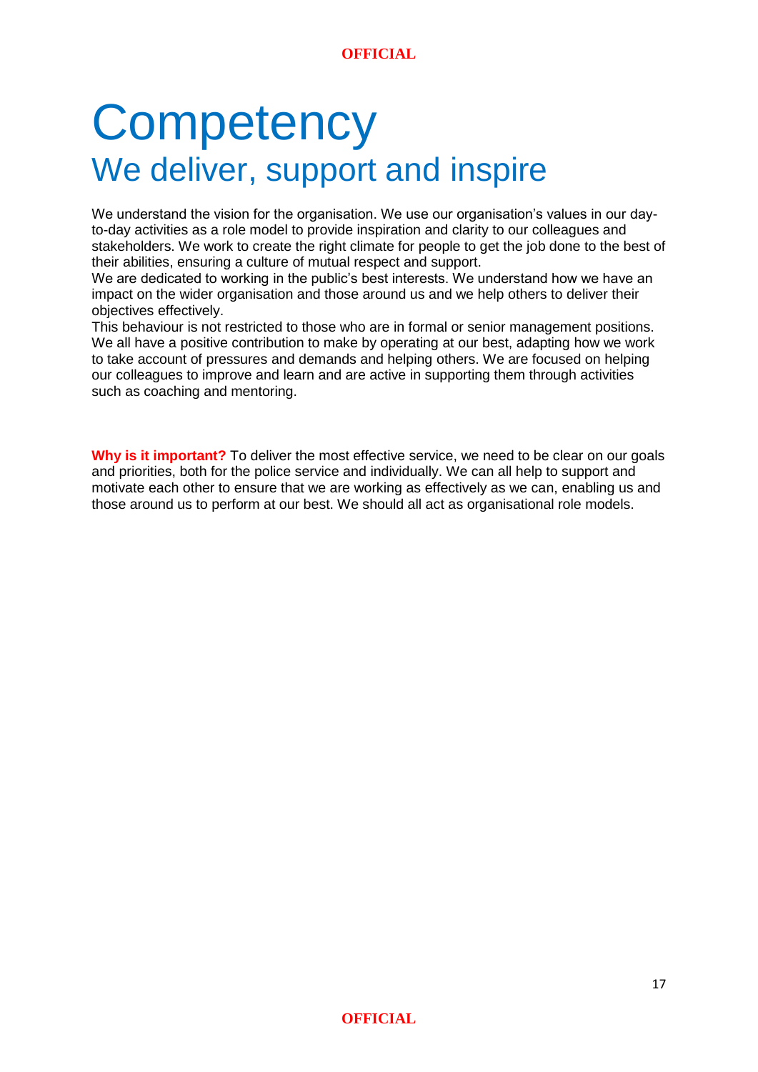# Competency

## We deliver, support and inspire

We understand the vision for the organisation. We use our organisation's values in our day-to-day activities as a role model to provide inspiration and clarity to our colleagues and stakeholders. We work to create the right climate for people to get the job done to the best of their abilities, ensuring a culture of mutual respect and support.

We are dedicated to working in the public's best interests. We understand how we have an impact on the wider organisation and those around us and we help others to deliver their objectives effectively.

This behaviour is not restricted to those who are in formal or senior management positions. We all have a positive contribution to make by operating at our best, adapting how we work to take account of pressures and demands and helping others. We are focused on helping our colleagues to improve and learn and are active in supporting them through activities such as coaching and mentoring.

**Why is it important?** To deliver the most effective service, we need to be clear on our goals and priorities, both for the police service and individually. We can all help to support and motivate each other to ensure that we are working as effectively as we can, enabling us and those around us to perform at our best. We should all act as organisational role models.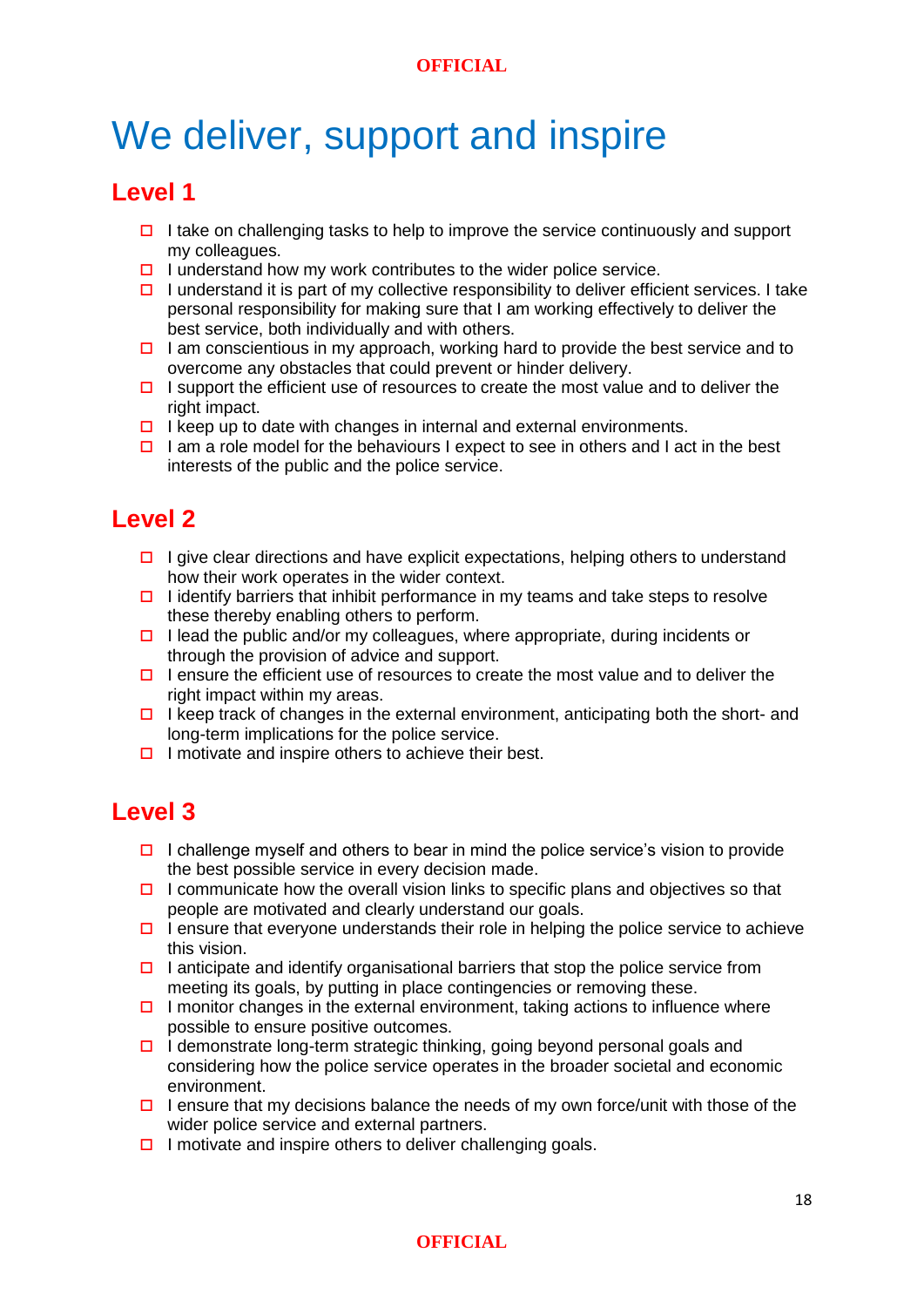# We deliver, support and inspire

## Level 1

- I take on challenging tasks to help to improve the service continuously and support my colleagues.
- I understand how my work contributes to the wider police service.
- I understand it is part of my collective responsibility to deliver efficient services. I take personal responsibility for making sure that I am working effectively to deliver the best service, both individually and with others.
- I am conscientious in my approach, working hard to provide the best service and to overcome any obstacles that could prevent or hinder delivery.
- I support the efficient use of resources to create the most value and to deliver the right impact.
- I keep up to date with changes in internal and external environments.
- I am a role model for the behaviours I expect to see in others and I act in the best interests of the public and the police service.

## Level 2

- I give clear directions and have explicit expectations, helping others to understand how their work operates in the wider context.
- I identify barriers that inhibit performance in my teams and take steps to resolve these thereby enabling others to perform.
- I lead the public and/or my colleagues, where appropriate, during incidents or through the provision of advice and support.
- I ensure the efficient use of resources to create the most value and to deliver the right impact within my areas.
- I keep track of changes in the external environment, anticipating both the short- and long-term implications for the police service.
- I motivate and inspire others to achieve their best.

## Level 3

- I challenge myself and others to bear in mind the police service's vision to provide the best possible service in every decision made.
- I communicate how the overall vision links to specific plans and objectives so that people are motivated and clearly understand our goals.
- I ensure that everyone understands their role in helping the police service to achieve this vision.
- I anticipate and identify organisational barriers that stop the police service from meeting its goals, by putting in place contingencies or removing these.
- I monitor changes in the external environment, taking actions to influence where possible to ensure positive outcomes.
- I demonstrate long-term strategic thinking, going beyond personal goals and considering how the police service operates in the broader societal and economic environment.
- I ensure that my decisions balance the needs of my own force/unit with those of the wider police service and external partners.
- I motivate and inspire others to deliver challenging goals.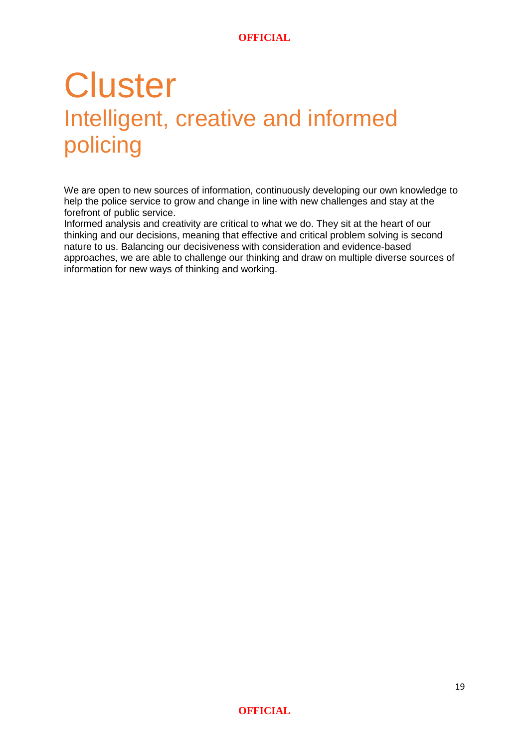# Cluster

## Intelligent, creative and informed policing

We are open to new sources of information, continuously developing our own knowledge to help the police service to grow and change in line with new challenges and stay at the forefront of public service.

Informed analysis and creativity are critical to what we do. They sit at the heart of our thinking and our decisions, meaning that effective and critical problem solving is second nature to us. Balancing our decisiveness with consideration and evidence-based approaches, we are able to challenge our thinking and draw on multiple diverse sources of information for new ways of thinking and working.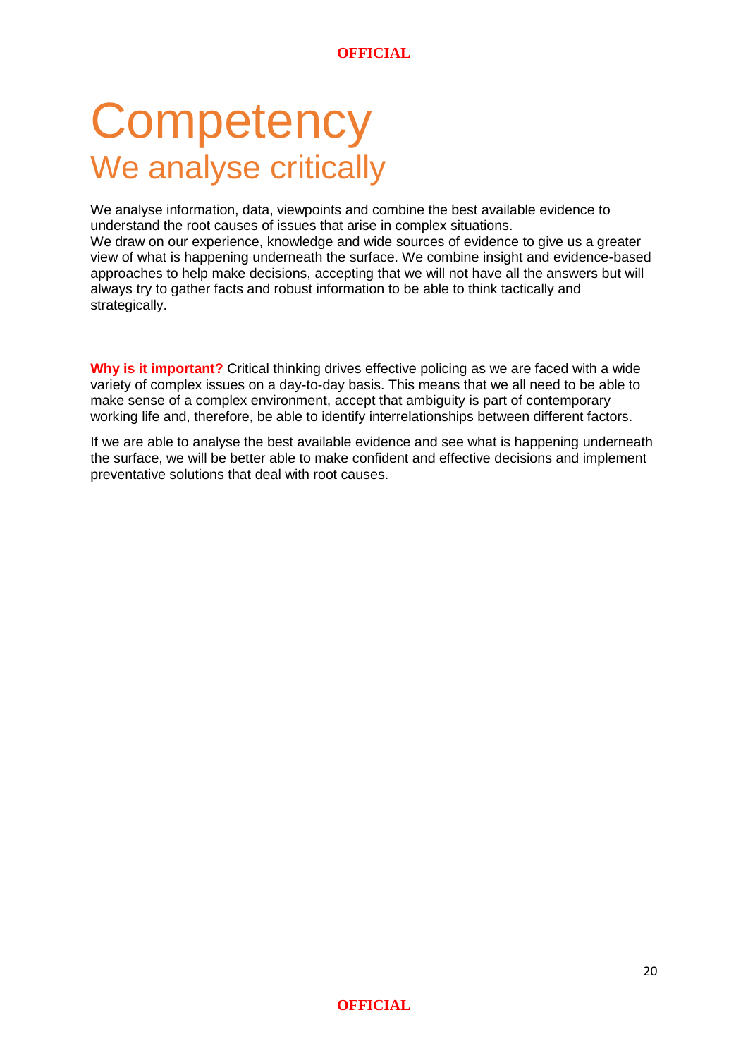# Competency

## We analyse critically

We analyse information, data, viewpoints and combine the best available evidence to understand the root causes of issues that arise in complex situations.
We draw on our experience, knowledge and wide sources of evidence to give us a greater view of what is happening underneath the surface. We combine insight and evidence-based approaches to help make decisions, accepting that we will not have all the answers but will always try to gather facts and robust information to be able to think tactically and strategically.

**Why is it important?** Critical thinking drives effective policing as we are faced with a wide variety of complex issues on a day-to-day basis. This means that we all need to be able to make sense of a complex environment, accept that ambiguity is part of contemporary working life and, therefore, be able to identify interrelationships between different factors.

If we are able to analyse the best available evidence and see what is happening underneath the surface, we will be better able to make confident and effective decisions and implement preventative solutions that deal with root causes.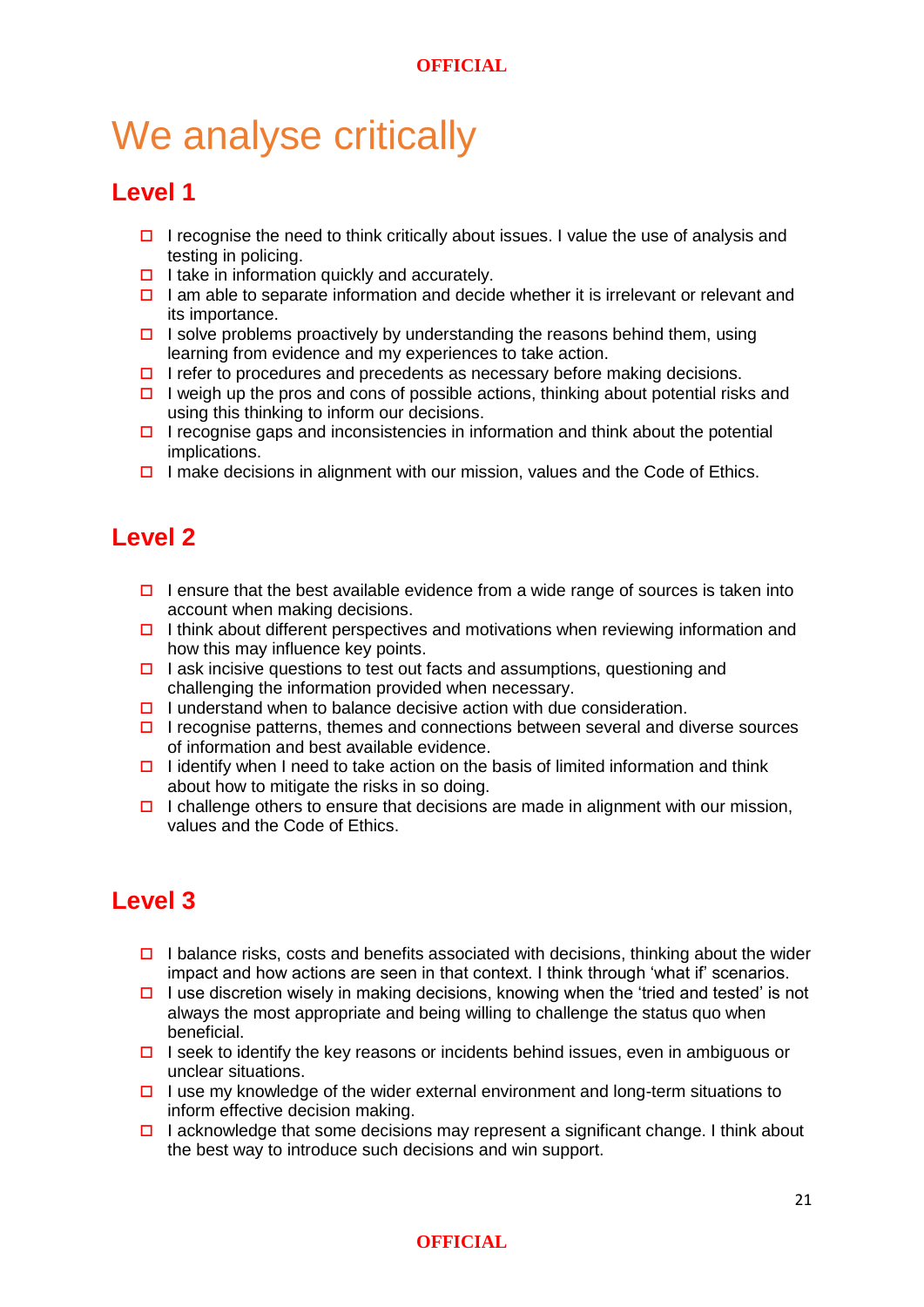# We analyse critically

## Level 1

- I recognise the need to think critically about issues. I value the use of analysis and testing in policing.
- I take in information quickly and accurately.
- I am able to separate information and decide whether it is irrelevant or relevant and its importance.
- I solve problems proactively by understanding the reasons behind them, using learning from evidence and my experiences to take action.
- I refer to procedures and precedents as necessary before making decisions.
- I weigh up the pros and cons of possible actions, thinking about potential risks and using this thinking to inform our decisions.
- I recognise gaps and inconsistencies in information and think about the potential implications.
- I make decisions in alignment with our mission, values and the Code of Ethics.

## Level 2

- I ensure that the best available evidence from a wide range of sources is taken into account when making decisions.
- I think about different perspectives and motivations when reviewing information and how this may influence key points.
- I ask incisive questions to test out facts and assumptions, questioning and challenging the information provided when necessary.
- I understand when to balance decisive action with due consideration.
- I recognise patterns, themes and connections between several and diverse sources of information and best available evidence.
- I identify when I need to take action on the basis of limited information and think about how to mitigate the risks in so doing.
- I challenge others to ensure that decisions are made in alignment with our mission, values and the Code of Ethics.

## Level 3

- I balance risks, costs and benefits associated with decisions, thinking about the wider impact and how actions are seen in that context. I think through 'what if' scenarios.
- I use discretion wisely in making decisions, knowing when the 'tried and tested' is not always the most appropriate and being willing to challenge the status quo when beneficial.
- I seek to identify the key reasons or incidents behind issues, even in ambiguous or unclear situations.
- I use my knowledge of the wider external environment and long-term situations to inform effective decision making.
- I acknowledge that some decisions may represent a significant change. I think about the best way to introduce such decisions and win support.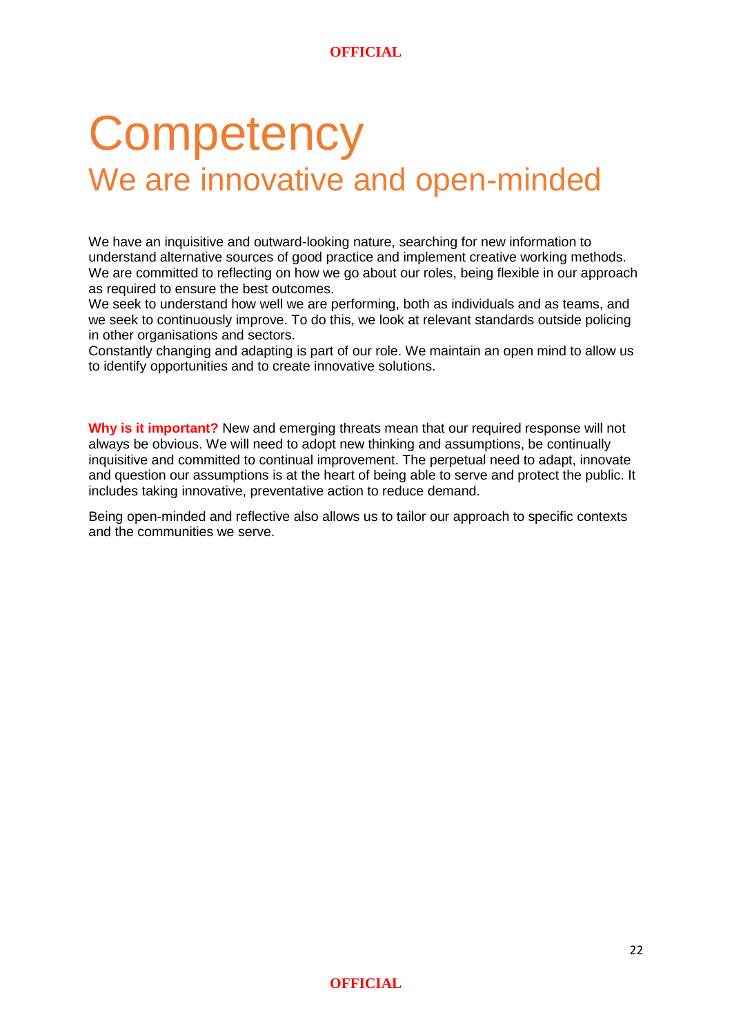# Competency

## We are innovative and open-minded

We have an inquisitive and outward-looking nature, searching for new information to understand alternative sources of good practice and implement creative working methods. We are committed to reflecting on how we go about our roles, being flexible in our approach as required to ensure the best outcomes.
We seek to understand how well we are performing, both as individuals and as teams, and we seek to continuously improve. To do this, we look at relevant standards outside policing in other organisations and sectors.
Constantly changing and adapting is part of our role. We maintain an open mind to allow us to identify opportunities and to create innovative solutions.

**Why is it important?** New and emerging threats mean that our required response will not always be obvious. We will need to adopt new thinking and assumptions, be continually inquisitive and committed to continual improvement. The perpetual need to adapt, innovate and question our assumptions is at the heart of being able to serve and protect the public. It includes taking innovative, preventative action to reduce demand.

Being open-minded and reflective also allows us to tailor our approach to specific contexts and the communities we serve.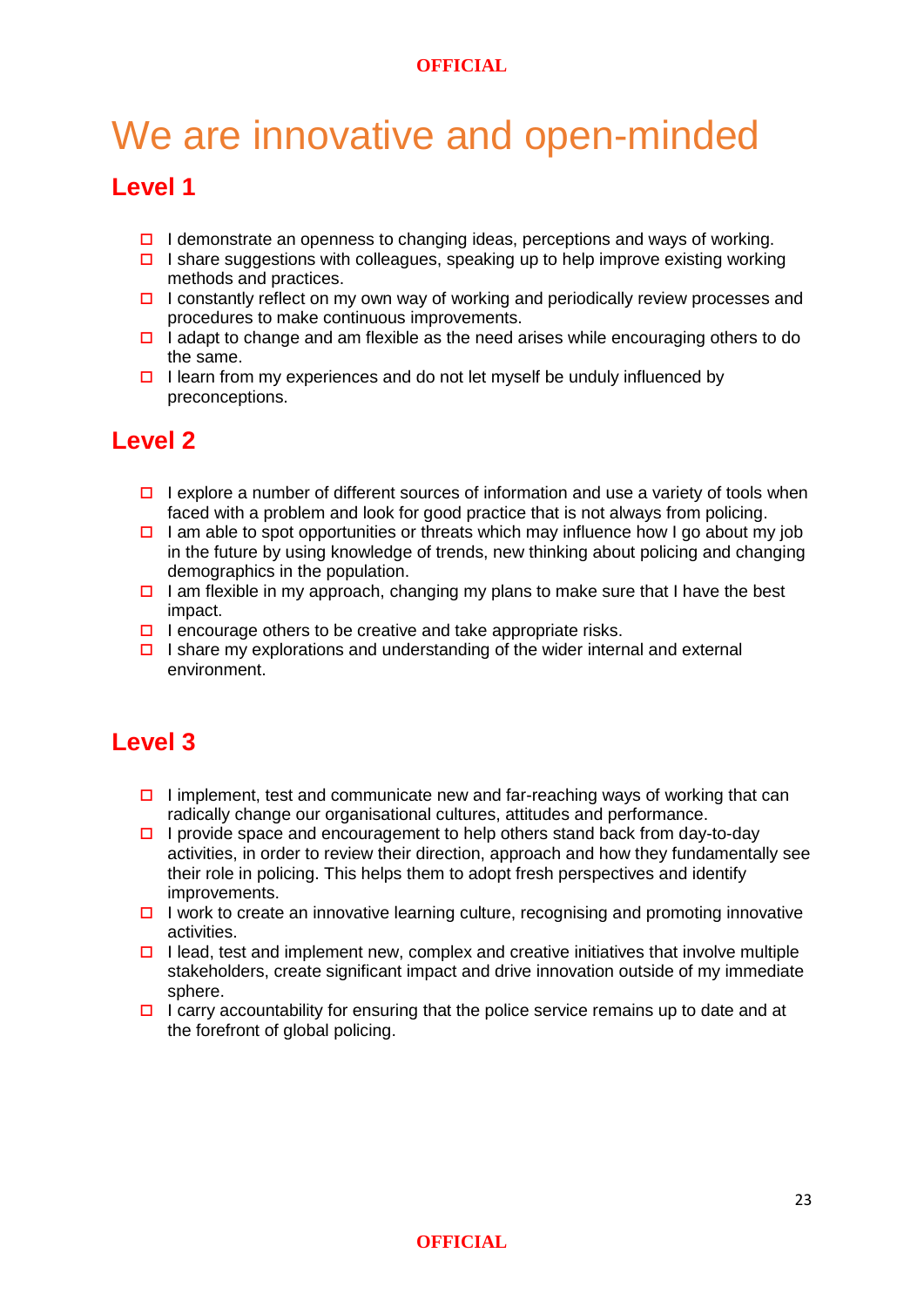# We are innovative and open-minded

## Level 1

- I demonstrate an openness to changing ideas, perceptions and ways of working.
- I share suggestions with colleagues, speaking up to help improve existing working methods and practices.
- I constantly reflect on my own way of working and periodically review processes and procedures to make continuous improvements.
- I adapt to change and am flexible as the need arises while encouraging others to do the same.
- I learn from my experiences and do not let myself be unduly influenced by preconceptions.

## Level 2

- I explore a number of different sources of information and use a variety of tools when faced with a problem and look for good practice that is not always from policing.
- I am able to spot opportunities or threats which may influence how I go about my job in the future by using knowledge of trends, new thinking about policing and changing demographics in the population.
- I am flexible in my approach, changing my plans to make sure that I have the best impact.
- I encourage others to be creative and take appropriate risks.
- I share my explorations and understanding of the wider internal and external environment.

## Level 3

- I implement, test and communicate new and far-reaching ways of working that can radically change our organisational cultures, attitudes and performance.
- I provide space and encouragement to help others stand back from day-to-day activities, in order to review their direction, approach and how they fundamentally see their role in policing. This helps them to adopt fresh perspectives and identify improvements.
- I work to create an innovative learning culture, recognising and promoting innovative activities.
- I lead, test and implement new, complex and creative initiatives that involve multiple stakeholders, create significant impact and drive innovation outside of my immediate sphere.
- I carry accountability for ensuring that the police service remains up to date and at the forefront of global policing.